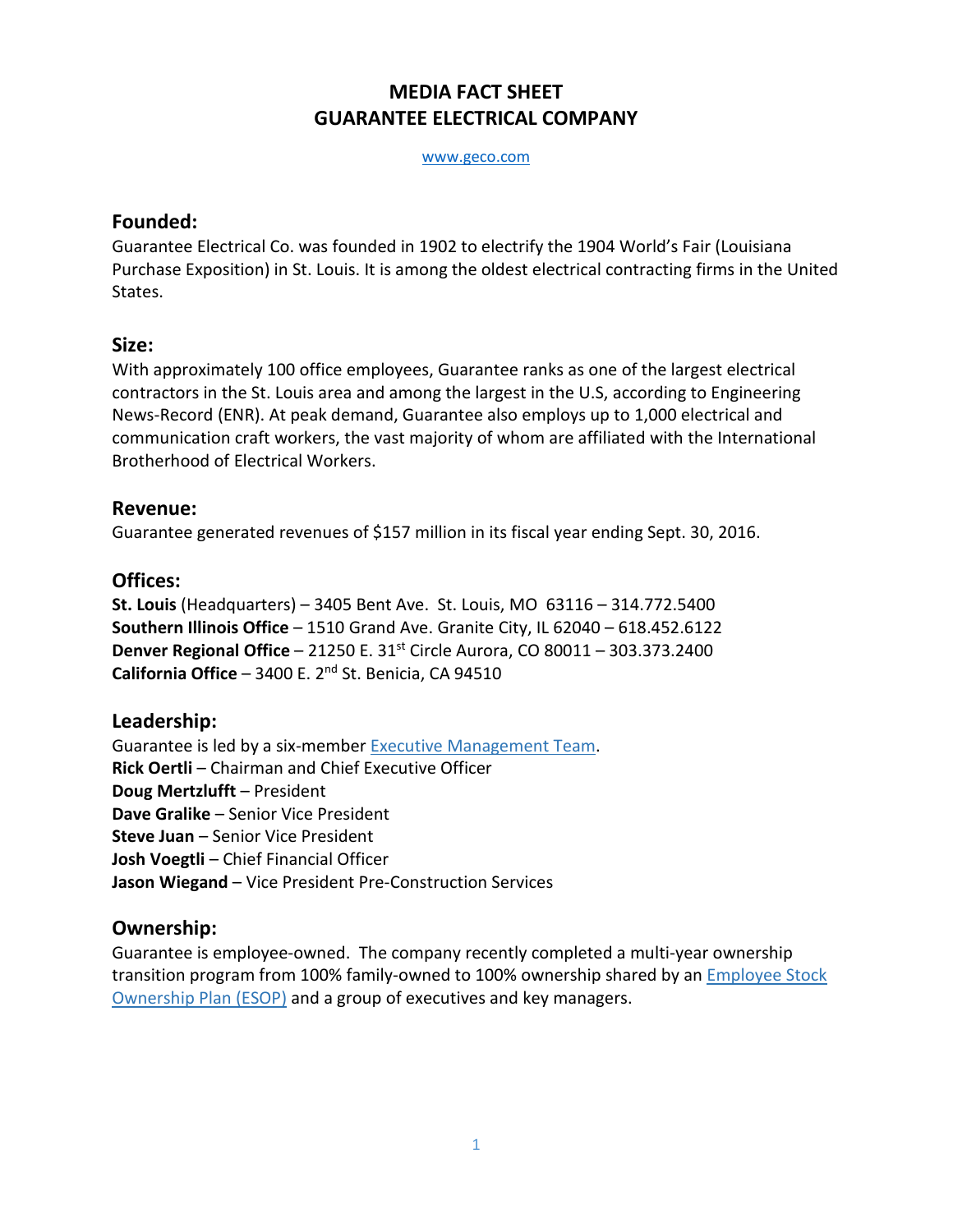# MEDIA FACT SHEET
# GUARANTEE ELECTRICAL COMPANY

www.geco.com

## Founded:

Guarantee Electrical Co. was founded in 1902 to electrify the 1904 World's Fair (Louisiana Purchase Exposition) in St. Louis. It is among the oldest electrical contracting firms in the United States.

## Size:

With approximately 100 office employees, Guarantee ranks as one of the largest electrical contractors in the St. Louis area and among the largest in the U.S, according to Engineering News-Record (ENR). At peak demand, Guarantee also employs up to 1,000 electrical and communication craft workers, the vast majority of whom are affiliated with the International Brotherhood of Electrical Workers.

## Revenue:

Guarantee generated revenues of $157 million in its fiscal year ending Sept. 30, 2016.

## Offices:

**St. Louis** (Headquarters) – 3405 Bent Ave. St. Louis, MO 63116 – 314.772.5400
**Southern Illinois Office** – 1510 Grand Ave. Granite City, IL 62040 – 618.452.6122
**Denver Regional Office** – 21250 E. 31st Circle Aurora, CO 80011 – 303.373.2400
**California Office** – 3400 E. 2nd St. Benicia, CA 94510

## Leadership:

Guarantee is led by a six-member Executive Management Team.
**Rick Oertli** – Chairman and Chief Executive Officer
**Doug Mertzlufft** – President
**Dave Gralike** – Senior Vice President
**Steve Juan** – Senior Vice President
**Josh Voegtli** – Chief Financial Officer
**Jason Wiegand** – Vice President Pre-Construction Services

## Ownership:

Guarantee is employee-owned. The company recently completed a multi-year ownership transition program from 100% family-owned to 100% ownership shared by an Employee Stock Ownership Plan (ESOP) and a group of executives and key managers.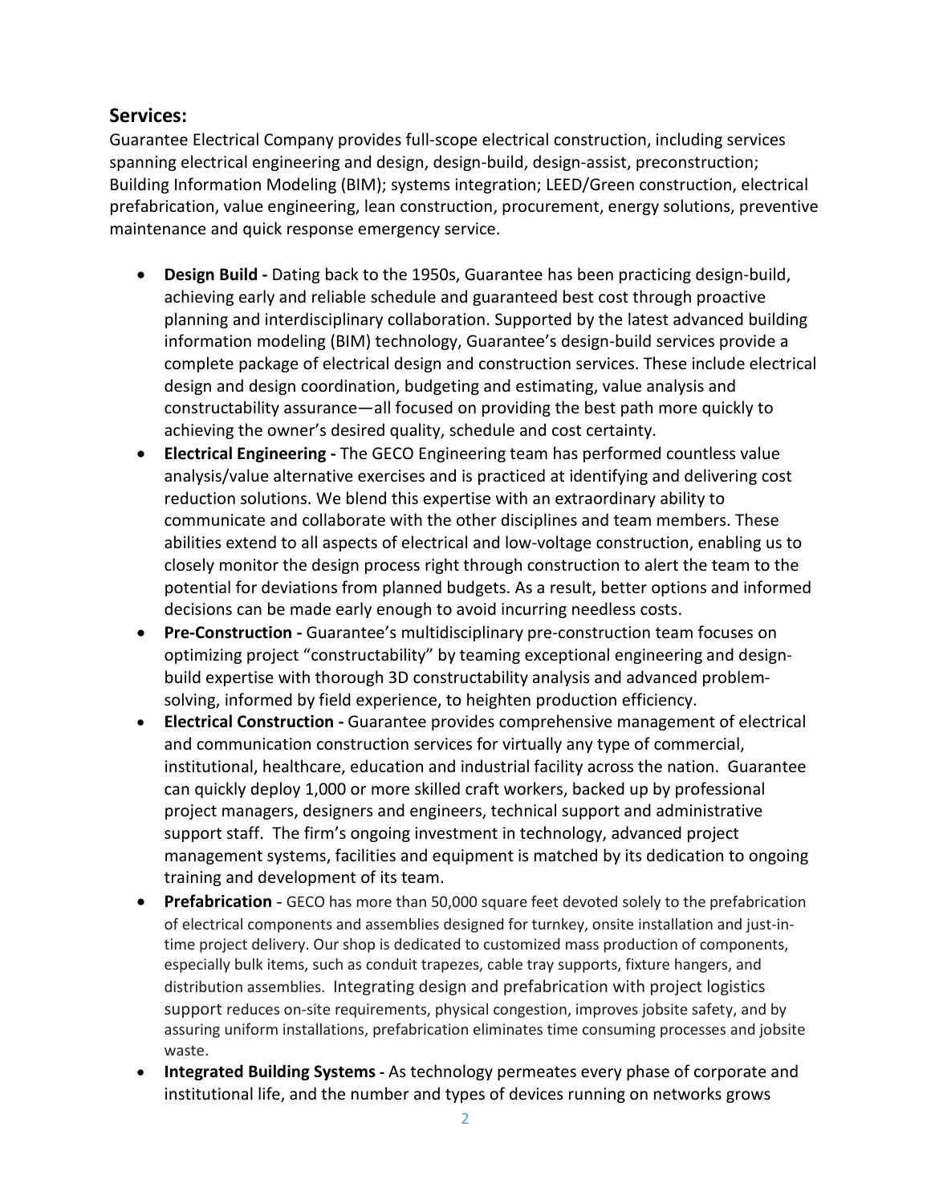## Services:

Guarantee Electrical Company provides full-scope electrical construction, including services spanning electrical engineering and design, design-build, design-assist, preconstruction; Building Information Modeling (BIM); systems integration; LEED/Green construction, electrical prefabrication, value engineering, lean construction, procurement, energy solutions, preventive maintenance and quick response emergency service.

- **Design Build -** Dating back to the 1950s, Guarantee has been practicing design-build, achieving early and reliable schedule and guaranteed best cost through proactive planning and interdisciplinary collaboration. Supported by the latest advanced building information modeling (BIM) technology, Guarantee's design-build services provide a complete package of electrical design and construction services. These include electrical design and design coordination, budgeting and estimating, value analysis and constructability assurance—all focused on providing the best path more quickly to achieving the owner's desired quality, schedule and cost certainty.
- **Electrical Engineering -** The GECO Engineering team has performed countless value analysis/value alternative exercises and is practiced at identifying and delivering cost reduction solutions. We blend this expertise with an extraordinary ability to communicate and collaborate with the other disciplines and team members. These abilities extend to all aspects of electrical and low-voltage construction, enabling us to closely monitor the design process right through construction to alert the team to the potential for deviations from planned budgets. As a result, better options and informed decisions can be made early enough to avoid incurring needless costs.
- **Pre-Construction -** Guarantee's multidisciplinary pre-construction team focuses on optimizing project "constructability" by teaming exceptional engineering and design-build expertise with thorough 3D constructability analysis and advanced problem-solving, informed by field experience, to heighten production efficiency.
- **Electrical Construction -** Guarantee provides comprehensive management of electrical and communication construction services for virtually any type of commercial, institutional, healthcare, education and industrial facility across the nation. Guarantee can quickly deploy 1,000 or more skilled craft workers, backed up by professional project managers, designers and engineers, technical support and administrative support staff. The firm's ongoing investment in technology, advanced project management systems, facilities and equipment is matched by its dedication to ongoing training and development of its team.
- **Prefabrication** - GECO has more than 50,000 square feet devoted solely to the prefabrication of electrical components and assemblies designed for turnkey, onsite installation and just-in-time project delivery. Our shop is dedicated to customized mass production of components, especially bulk items, such as conduit trapezes, cable tray supports, fixture hangers, and distribution assemblies. Integrating design and prefabrication with project logistics support reduces on-site requirements, physical congestion, improves jobsite safety, and by assuring uniform installations, prefabrication eliminates time consuming processes and jobsite waste.
- **Integrated Building Systems -** As technology permeates every phase of corporate and institutional life, and the number and types of devices running on networks grows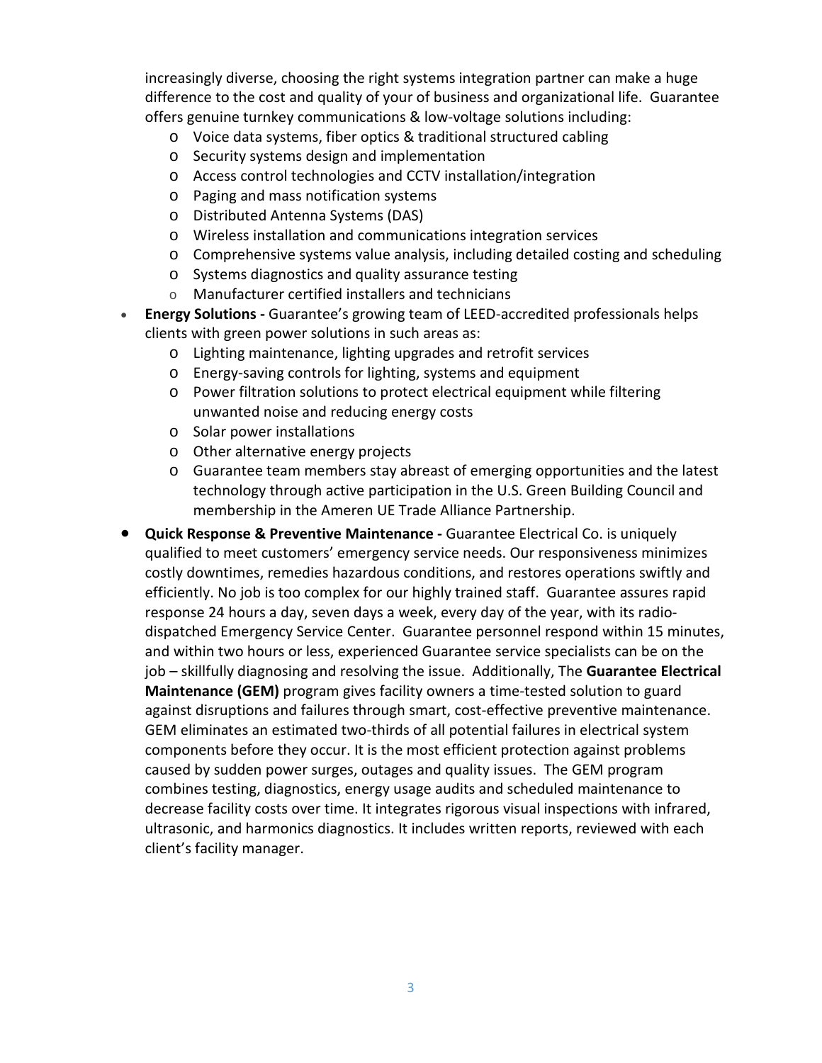increasingly diverse, choosing the right systems integration partner can make a huge difference to the cost and quality of your of business and organizational life. Guarantee offers genuine turnkey communications & low-voltage solutions including:

  - Voice data systems, fiber optics & traditional structured cabling
  - Security systems design and implementation
  - Access control technologies and CCTV installation/integration
  - Paging and mass notification systems
  - Distributed Antenna Systems (DAS)
  - Wireless installation and communications integration services
  - Comprehensive systems value analysis, including detailed costing and scheduling
  - Systems diagnostics and quality assurance testing
  - Manufacturer certified installers and technicians

- **Energy Solutions -** Guarantee's growing team of LEED-accredited professionals helps clients with green power solutions in such areas as:
  - Lighting maintenance, lighting upgrades and retrofit services
  - Energy-saving controls for lighting, systems and equipment
  - Power filtration solutions to protect electrical equipment while filtering unwanted noise and reducing energy costs
  - Solar power installations
  - Other alternative energy projects
  - Guarantee team members stay abreast of emerging opportunities and the latest technology through active participation in the U.S. Green Building Council and membership in the Ameren UE Trade Alliance Partnership.

- **Quick Response & Preventive Maintenance -** Guarantee Electrical Co. is uniquely qualified to meet customers' emergency service needs. Our responsiveness minimizes costly downtimes, remedies hazardous conditions, and restores operations swiftly and efficiently. No job is too complex for our highly trained staff. Guarantee assures rapid response 24 hours a day, seven days a week, every day of the year, with its radio-dispatched Emergency Service Center. Guarantee personnel respond within 15 minutes, and within two hours or less, experienced Guarantee service specialists can be on the job – skillfully diagnosing and resolving the issue. Additionally, The **Guarantee Electrical Maintenance (GEM)** program gives facility owners a time-tested solution to guard against disruptions and failures through smart, cost-effective preventive maintenance. GEM eliminates an estimated two-thirds of all potential failures in electrical system components before they occur. It is the most efficient protection against problems caused by sudden power surges, outages and quality issues. The GEM program combines testing, diagnostics, energy usage audits and scheduled maintenance to decrease facility costs over time. It integrates rigorous visual inspections with infrared, ultrasonic, and harmonics diagnostics. It includes written reports, reviewed with each client's facility manager.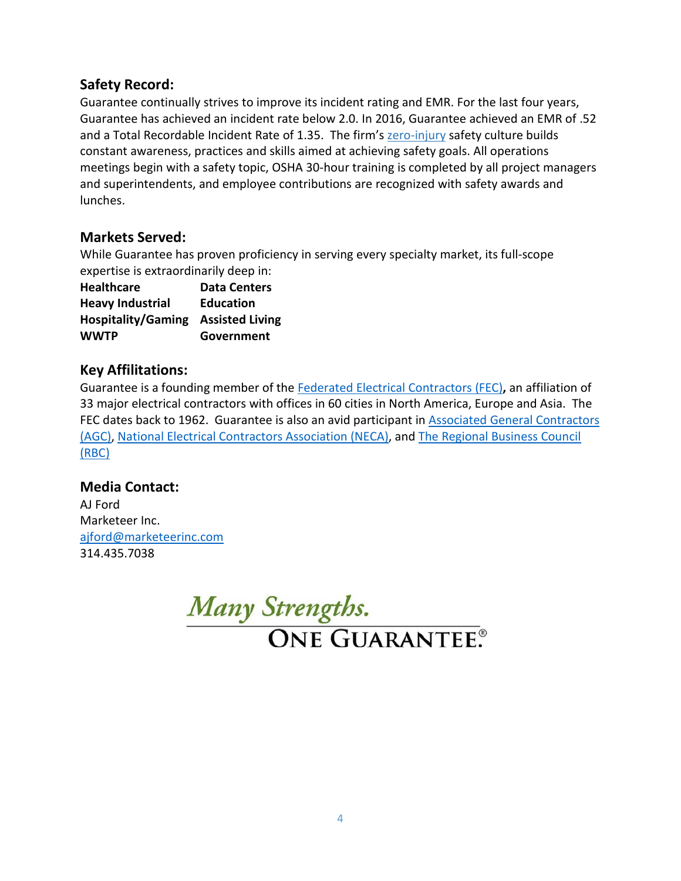## Safety Record:

Guarantee continually strives to improve its incident rating and EMR. For the last four years, Guarantee has achieved an incident rate below 2.0. In 2016, Guarantee achieved an EMR of .52 and a Total Recordable Incident Rate of 1.35. The firm's zero-injury safety culture builds constant awareness, practices and skills aimed at achieving safety goals. All operations meetings begin with a safety topic, OSHA 30-hour training is completed by all project managers and superintendents, and employee contributions are recognized with safety awards and lunches.

## Markets Served:

While Guarantee has proven proficiency in serving every specialty market, its full-scope expertise is extraordinarily deep in:

| | |
|---|---|
| **Healthcare** | **Data Centers** |
| **Heavy Industrial** | **Education** |
| **Hospitality/Gaming** | **Assisted Living** |
| **WWTP** | **Government** |

## Key Affiliations:

Guarantee is a founding member of the Federated Electrical Contractors (FEC)**,** an affiliation of 33 major electrical contractors with offices in 60 cities in North America, Europe and Asia. The FEC dates back to 1962. Guarantee is also an avid participant in Associated General Contractors (AGC), National Electrical Contractors Association (NECA), and The Regional Business Council (RBC)

## Media Contact:

AJ Ford
Marketeer Inc.
ajford@marketeerinc.com
314.435.7038

*Many Strengths.*
ONE GUARANTEE.®